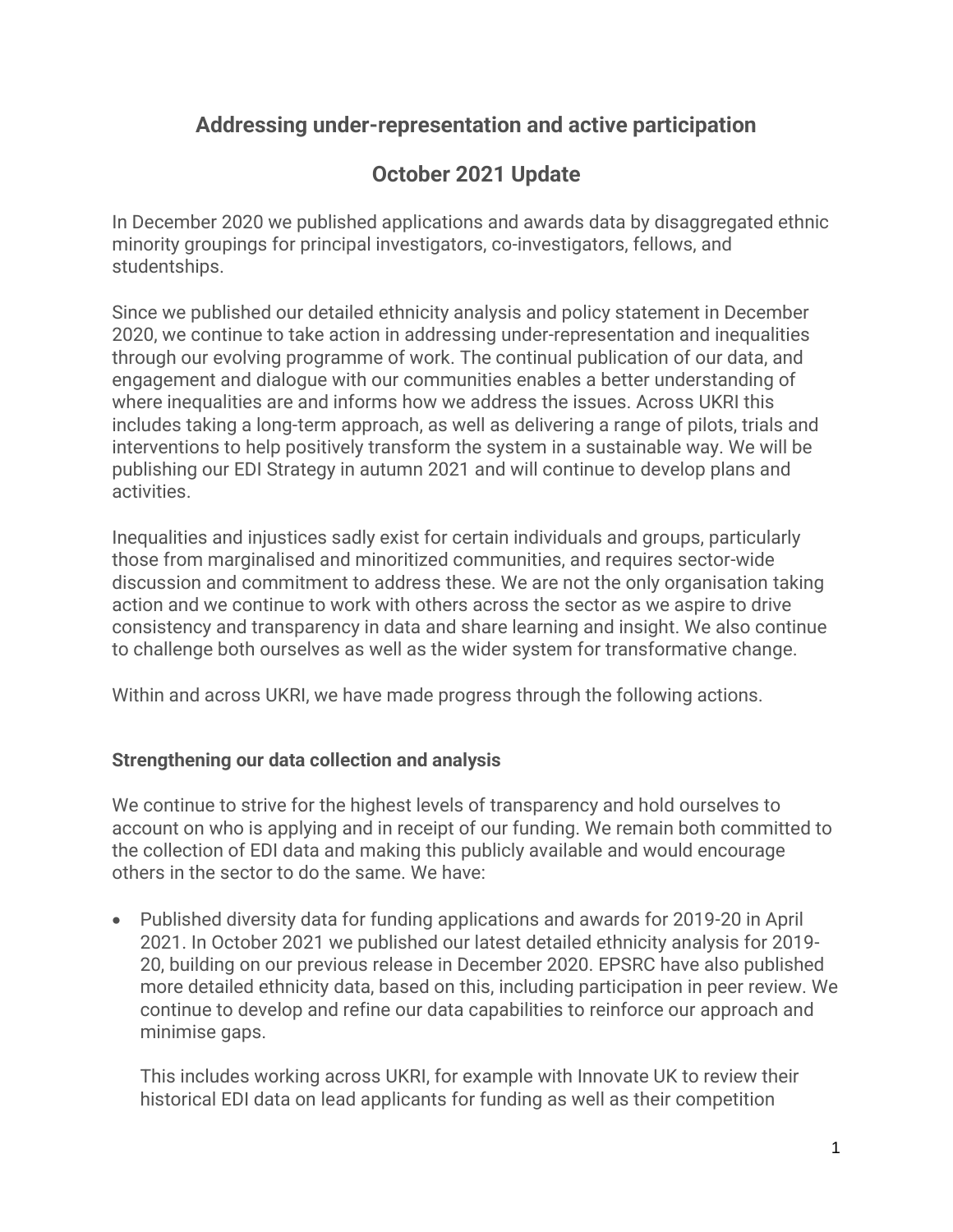# Addressing under-representation and active participation

## October 2021 Update

In December 2020 we published applications and awards data by disaggregated ethnic minority groupings for principal investigators, co-investigators, fellows, and studentships.

Since we published our detailed ethnicity analysis and policy statement in December 2020, we continue to take action in addressing under-representation and inequalities through our evolving programme of work. The continual publication of our data, and engagement and dialogue with our communities enables a better understanding of where inequalities are and informs how we address the issues. Across UKRI this includes taking a long-term approach, as well as delivering a range of pilots, trials and interventions to help positively transform the system in a sustainable way. We will be publishing our EDI Strategy in autumn 2021 and will continue to develop plans and activities.

Inequalities and injustices sadly exist for certain individuals and groups, particularly those from marginalised and minoritized communities, and requires sector-wide discussion and commitment to address these. We are not the only organisation taking action and we continue to work with others across the sector as we aspire to drive consistency and transparency in data and share learning and insight. We also continue to challenge both ourselves as well as the wider system for transformative change.

Within and across UKRI, we have made progress through the following actions.

### Strengthening our data collection and analysis

We continue to strive for the highest levels of transparency and hold ourselves to account on who is applying and in receipt of our funding. We remain both committed to the collection of EDI data and making this publicly available and would encourage others in the sector to do the same. We have:

- Published diversity data for funding applications and awards for 2019-20 in April 2021. In October 2021 we published our latest detailed ethnicity analysis for 2019-20, building on our previous release in December 2020. EPSRC have also published more detailed ethnicity data, based on this, including participation in peer review. We continue to develop and refine our data capabilities to reinforce our approach and minimise gaps.

  This includes working across UKRI, for example with Innovate UK to review their historical EDI data on lead applicants for funding as well as their competition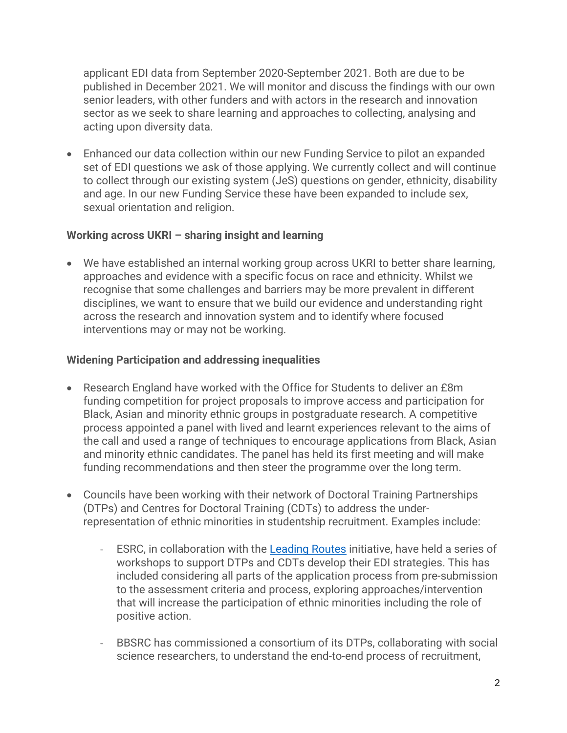applicant EDI data from September 2020-September 2021. Both are due to be published in December 2021. We will monitor and discuss the findings with our own senior leaders, with other funders and with actors in the research and innovation sector as we seek to share learning and approaches to collecting, analysing and acting upon diversity data.

- Enhanced our data collection within our new Funding Service to pilot an expanded set of EDI questions we ask of those applying. We currently collect and will continue to collect through our existing system (JeS) questions on gender, ethnicity, disability and age. In our new Funding Service these have been expanded to include sex, sexual orientation and religion.

**Working across UKRI – sharing insight and learning**

- We have established an internal working group across UKRI to better share learning, approaches and evidence with a specific focus on race and ethnicity. Whilst we recognise that some challenges and barriers may be more prevalent in different disciplines, we want to ensure that we build our evidence and understanding right across the research and innovation system and to identify where focused interventions may or may not be working.

**Widening Participation and addressing inequalities**

- Research England have worked with the Office for Students to deliver an £8m funding competition for project proposals to improve access and participation for Black, Asian and minority ethnic groups in postgraduate research. A competitive process appointed a panel with lived and learnt experiences relevant to the aims of the call and used a range of techniques to encourage applications from Black, Asian and minority ethnic candidates. The panel has held its first meeting and will make funding recommendations and then steer the programme over the long term.

- Councils have been working with their network of Doctoral Training Partnerships (DTPs) and Centres for Doctoral Training (CDTs) to address the under-representation of ethnic minorities in studentship recruitment. Examples include:

  - ESRC, in collaboration with the Leading Routes initiative, have held a series of workshops to support DTPs and CDTs develop their EDI strategies. This has included considering all parts of the application process from pre-submission to the assessment criteria and process, exploring approaches/intervention that will increase the participation of ethnic minorities including the role of positive action.

  - BBSRC has commissioned a consortium of its DTPs, collaborating with social science researchers, to understand the end-to-end process of recruitment,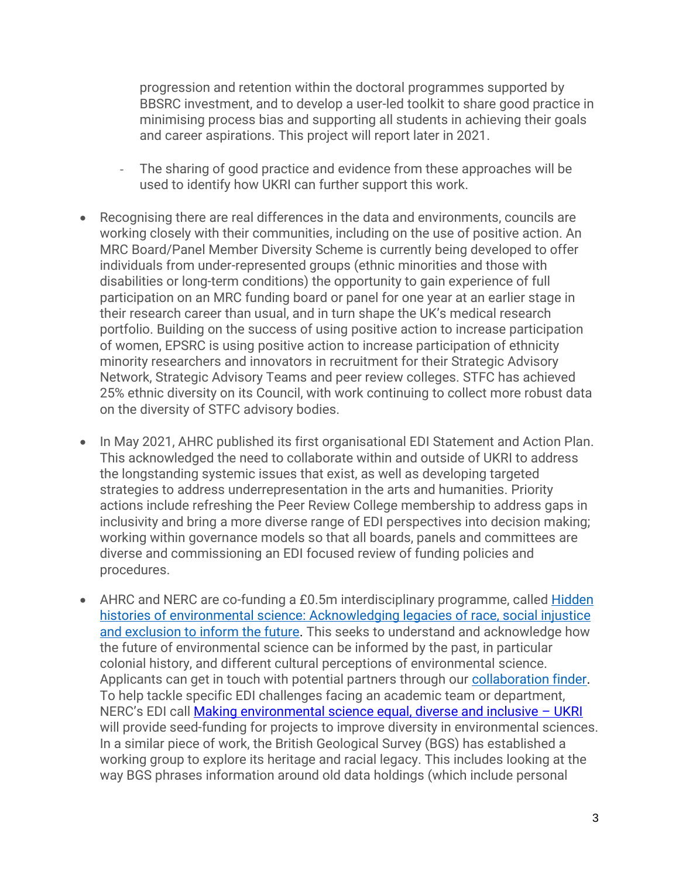progression and retention within the doctoral programmes supported by BBSRC investment, and to develop a user-led toolkit to share good practice in minimising process bias and supporting all students in achieving their goals and career aspirations. This project will report later in 2021.

  - The sharing of good practice and evidence from these approaches will be used to identify how UKRI can further support this work.

- Recognising there are real differences in the data and environments, councils are working closely with their communities, including on the use of positive action. An MRC Board/Panel Member Diversity Scheme is currently being developed to offer individuals from under-represented groups (ethnic minorities and those with disabilities or long-term conditions) the opportunity to gain experience of full participation on an MRC funding board or panel for one year at an earlier stage in their research career than usual, and in turn shape the UK's medical research portfolio. Building on the success of using positive action to increase participation of women, EPSRC is using positive action to increase participation of ethnicity minority researchers and innovators in recruitment for their Strategic Advisory Network, Strategic Advisory Teams and peer review colleges. STFC has achieved 25% ethnic diversity on its Council, with work continuing to collect more robust data on the diversity of STFC advisory bodies.

- In May 2021, AHRC published its first organisational EDI Statement and Action Plan. This acknowledged the need to collaborate within and outside of UKRI to address the longstanding systemic issues that exist, as well as developing targeted strategies to address underrepresentation in the arts and humanities. Priority actions include refreshing the Peer Review College membership to address gaps in inclusivity and bring a more diverse range of EDI perspectives into decision making; working within governance models so that all boards, panels and committees are diverse and commissioning an EDI focused review of funding policies and procedures.

- AHRC and NERC are co-funding a £0.5m interdisciplinary programme, called [Hidden histories of environmental science: Acknowledging legacies of race, social injustice and exclusion to inform the future](). This seeks to understand and acknowledge how the future of environmental science can be informed by the past, in particular colonial history, and different cultural perceptions of environmental science. Applicants can get in touch with potential partners through our [collaboration finder](). To help tackle specific EDI challenges facing an academic team or department, NERC's EDI call [Making environmental science equal, diverse and inclusive – UKRI]() will provide seed-funding for projects to improve diversity in environmental sciences. In a similar piece of work, the British Geological Survey (BGS) has established a working group to explore its heritage and racial legacy. This includes looking at the way BGS phrases information around old data holdings (which include personal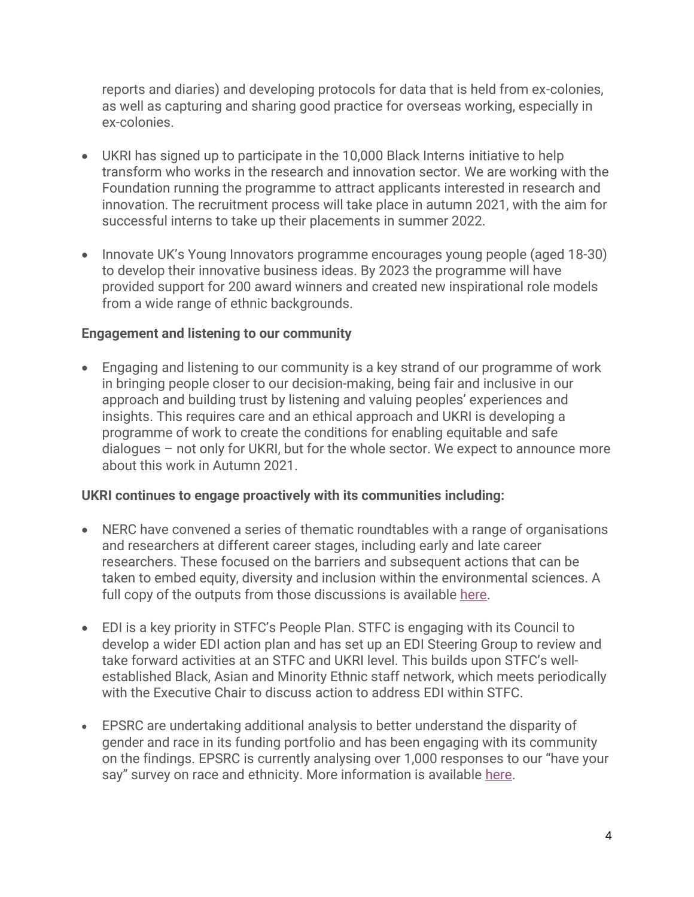reports and diaries) and developing protocols for data that is held from ex-colonies, as well as capturing and sharing good practice for overseas working, especially in ex-colonies.

- UKRI has signed up to participate in the 10,000 Black Interns initiative to help transform who works in the research and innovation sector. We are working with the Foundation running the programme to attract applicants interested in research and innovation. The recruitment process will take place in autumn 2021, with the aim for successful interns to take up their placements in summer 2022.
- Innovate UK's Young Innovators programme encourages young people (aged 18-30) to develop their innovative business ideas. By 2023 the programme will have provided support for 200 award winners and created new inspirational role models from a wide range of ethnic backgrounds.

**Engagement and listening to our community**

- Engaging and listening to our community is a key strand of our programme of work in bringing people closer to our decision-making, being fair and inclusive in our approach and building trust by listening and valuing peoples' experiences and insights. This requires care and an ethical approach and UKRI is developing a programme of work to create the conditions for enabling equitable and safe dialogues – not only for UKRI, but for the whole sector. We expect to announce more about this work in Autumn 2021.

**UKRI continues to engage proactively with its communities including:**

- NERC have convened a series of thematic roundtables with a range of organisations and researchers at different career stages, including early and late career researchers. These focused on the barriers and subsequent actions that can be taken to embed equity, diversity and inclusion within the environmental sciences. A full copy of the outputs from those discussions is available here.
- EDI is a key priority in STFC's People Plan. STFC is engaging with its Council to develop a wider EDI action plan and has set up an EDI Steering Group to review and take forward activities at an STFC and UKRI level. This builds upon STFC's well-established Black, Asian and Minority Ethnic staff network, which meets periodically with the Executive Chair to discuss action to address EDI within STFC.
- EPSRC are undertaking additional analysis to better understand the disparity of gender and race in its funding portfolio and has been engaging with its community on the findings. EPSRC is currently analysing over 1,000 responses to our "have your say" survey on race and ethnicity. More information is available here.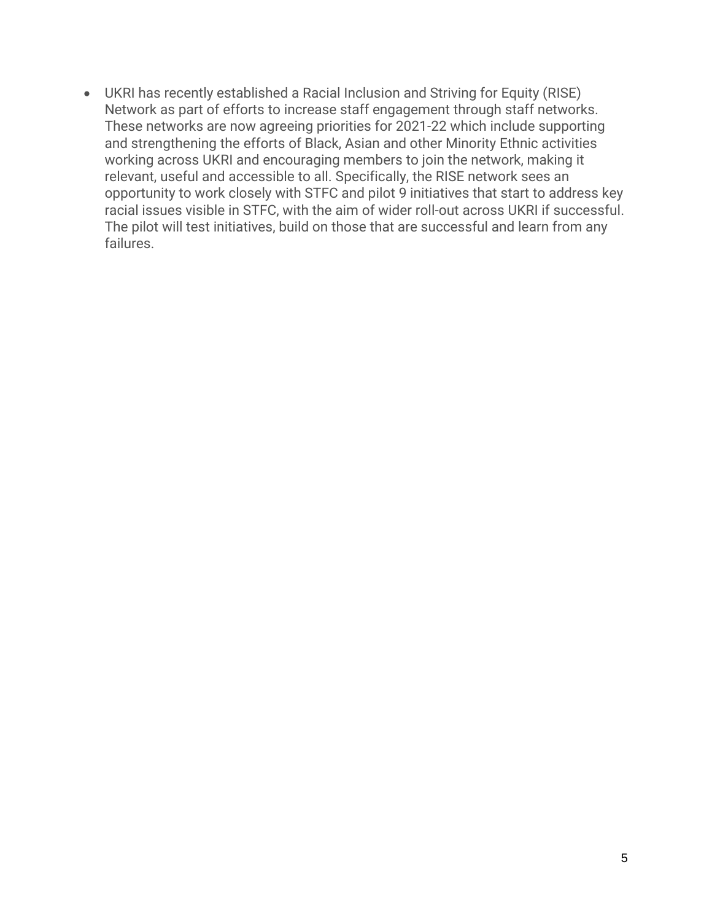- UKRI has recently established a Racial Inclusion and Striving for Equity (RISE) Network as part of efforts to increase staff engagement through staff networks. These networks are now agreeing priorities for 2021-22 which include supporting and strengthening the efforts of Black, Asian and other Minority Ethnic activities working across UKRI and encouraging members to join the network, making it relevant, useful and accessible to all. Specifically, the RISE network sees an opportunity to work closely with STFC and pilot 9 initiatives that start to address key racial issues visible in STFC, with the aim of wider roll-out across UKRI if successful. The pilot will test initiatives, build on those that are successful and learn from any failures.